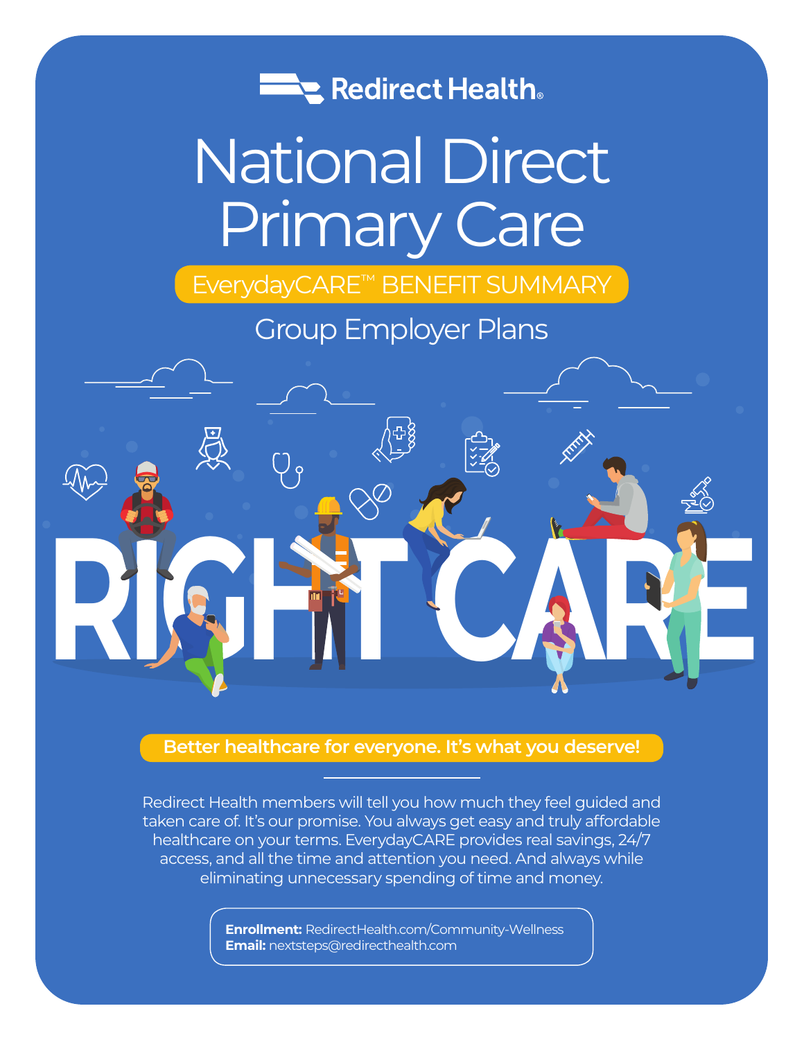Redirect Health

# National Direct Primary Care

## EverydayCARE™ BENEFIT SUMMARY

### Group Employer Plans

RIGHT CARE

**Better healthcare for everyone. It's what you deserve!**

Redirect Health members will tell you how much they feel guided and taken care of. It's our promise. You always get easy and truly affordable healthcare on your terms. EverydayCARE provides real savings, 24/7 access, and all the time and attention you need. And always while eliminating unnecessary spending of time and money.

**Enrollment:** RedirectHealth.com/Community-Wellness
**Email:** nextsteps@redirecthealth.com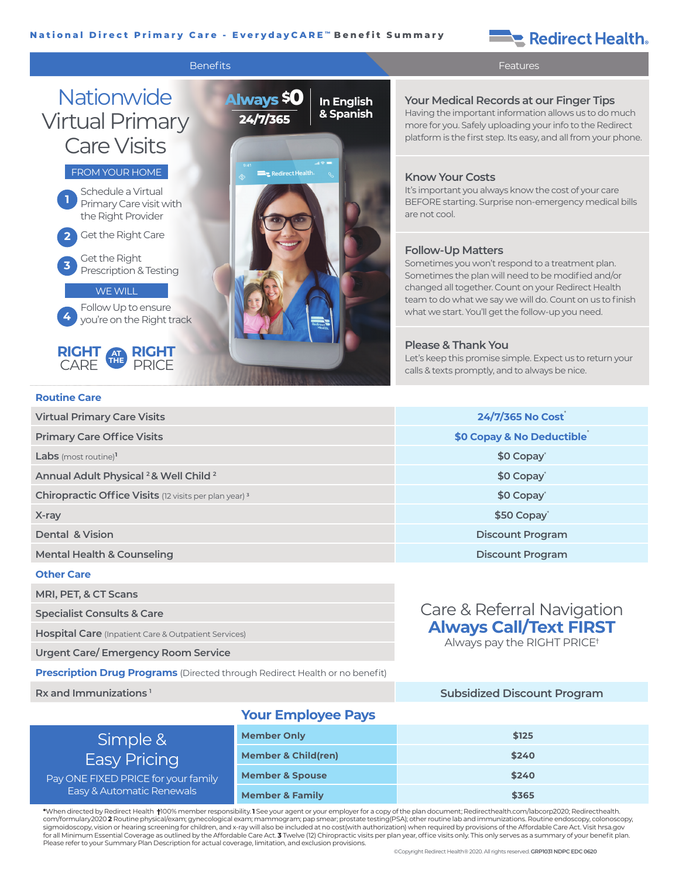**National Direct Primary Care - EverydayCARE™ Benefit Summary**

Redirect Health

| Benefits | Features |
|---|---|

# Nationwide Virtual Primary Care Visits

**Always $0 24/7/365** | **In English & Spanish**

FROM YOUR HOME

1. Schedule a Virtual Primary Care visit with the Right Provider
2. Get the Right Care
3. Get the Right Prescription & Testing

WE WILL

4. Follow Up to ensure you're on the Right track

**RIGHT CARE AT THE RIGHT PRICE**

### Your Medical Records at our Finger Tips

Having the important information allows us to do much more for you. Safely uploading your info to the Redirect platform is the first step. Its easy, and all from your phone.

### Know Your Costs

It's important you always know the cost of your care BEFORE starting. Surprise non-emergency medical bills are not cool.

### Follow-Up Matters

Sometimes you won't respond to a treatment plan. Sometimes the plan will need to be modified and/or changed all together. Count on your Redirect Health team to do what we say we will do. Count on us to finish what we start. You'll get the follow-up you need.

### Please & Thank You

Let's keep this promise simple. Expect us to return your calls & texts promptly, and to always be nice.

| **Routine Care** | |
|---|---|
| Virtual Primary Care Visits | **24/7/365 No Cost*** |
| Primary Care Office Visits | **$0 Copay & No Deductible*** |
| Labs (most routine)[1] | $0 Copay* |
| Annual Adult Physical [2] & Well Child [2] | $0 Copay* |
| Chiropractic Office Visits (12 visits per plan year) [3] | $0 Copay* |
| X-ray | $50 Copay* |
| Dental & Vision | Discount Program |
| Mental Health & Counseling | Discount Program |

**Other Care**

- MRI, PET, & CT Scans
- Specialist Consults & Care
- Hospital Care (Inpatient Care & Outpatient Services)
- Urgent Care/ Emergency Room Service

Care & Referral Navigation
**Always Call/Text FIRST**
Always pay the RIGHT PRICE†

| **Prescription Drug Programs** (Directed through Redirect Health or no benefit) | |
|---|---|
| Rx and Immunizations [1] | Subsidized Discount Program |

## Your Employee Pays

**Simple & Easy Pricing**
Pay ONE FIXED PRICE for your family
Easy & Automatic Renewals

| | |
|---|---|
| Member Only | $125 |
| Member & Child(ren) | $240 |
| Member & Spouse | $240 |
| Member & Family | $365 |

*When directed by Redirect Health †100% member responsibility. **1** See your agent or your employer for a copy of the plan document; Redirecthealth.com/labcorp2020; Redirecthealth.com/formulary2020 **2** Routine physical/exam; gynecological exam; mammogram; pap smear; prostate testing(PSA); other routine lab and immunizations. Routine endoscopy, colonoscopy, sigmoidoscopy, vision or hearing screening for children, and x-ray will also be included at no cost(with authorization) when required by provisions of the Affordable Care Act. Visit hrsa.gov for all Minimum Essential Coverage as outlined by the Affordable Care Act. **3** Twelve (12) Chiropractic visits per plan year, office visits only. This only serves as a summary of your benefit plan. Please refer to your Summary Plan Description for actual coverage, limitation, and exclusion provisions.

©Copyright Redirect Health® 2020. All rights reserved. GRP1031 NDPC EDC 0620